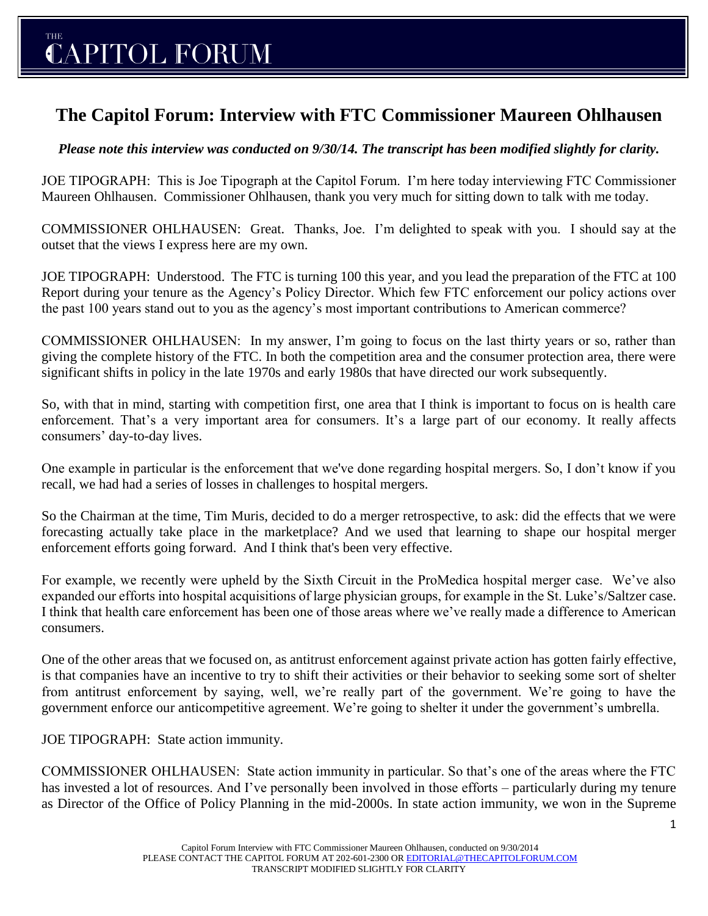# The Capitol Forum: Interview with FTC Commissioner Maureen Ohlhausen

***Please note this interview was conducted on 9/30/14. The transcript has been modified slightly for clarity.***

JOE TIPOGRAPH: This is Joe Tipograph at the Capitol Forum. I'm here today interviewing FTC Commissioner Maureen Ohlhausen. Commissioner Ohlhausen, thank you very much for sitting down to talk with me today.

COMMISSIONER OHLHAUSEN: Great. Thanks, Joe. I'm delighted to speak with you. I should say at the outset that the views I express here are my own.

JOE TIPOGRAPH: Understood. The FTC is turning 100 this year, and you lead the preparation of the FTC at 100 Report during your tenure as the Agency's Policy Director. Which few FTC enforcement our policy actions over the past 100 years stand out to you as the agency's most important contributions to American commerce?

COMMISSIONER OHLHAUSEN: In my answer, I'm going to focus on the last thirty years or so, rather than giving the complete history of the FTC. In both the competition area and the consumer protection area, there were significant shifts in policy in the late 1970s and early 1980s that have directed our work subsequently.

So, with that in mind, starting with competition first, one area that I think is important to focus on is health care enforcement. That's a very important area for consumers. It's a large part of our economy. It really affects consumers' day-to-day lives.

One example in particular is the enforcement that we've done regarding hospital mergers. So, I don't know if you recall, we had had a series of losses in challenges to hospital mergers.

So the Chairman at the time, Tim Muris, decided to do a merger retrospective, to ask: did the effects that we were forecasting actually take place in the marketplace? And we used that learning to shape our hospital merger enforcement efforts going forward. And I think that's been very effective.

For example, we recently were upheld by the Sixth Circuit in the ProMedica hospital merger case. We've also expanded our efforts into hospital acquisitions of large physician groups, for example in the St. Luke's/Saltzer case. I think that health care enforcement has been one of those areas where we've really made a difference to American consumers.

One of the other areas that we focused on, as antitrust enforcement against private action has gotten fairly effective, is that companies have an incentive to try to shift their activities or their behavior to seeking some sort of shelter from antitrust enforcement by saying, well, we're really part of the government. We're going to have the government enforce our anticompetitive agreement. We're going to shelter it under the government's umbrella.

JOE TIPOGRAPH: State action immunity.

COMMISSIONER OHLHAUSEN: State action immunity in particular. So that's one of the areas where the FTC has invested a lot of resources. And I've personally been involved in those efforts – particularly during my tenure as Director of the Office of Policy Planning in the mid-2000s. In state action immunity, we won in the Supreme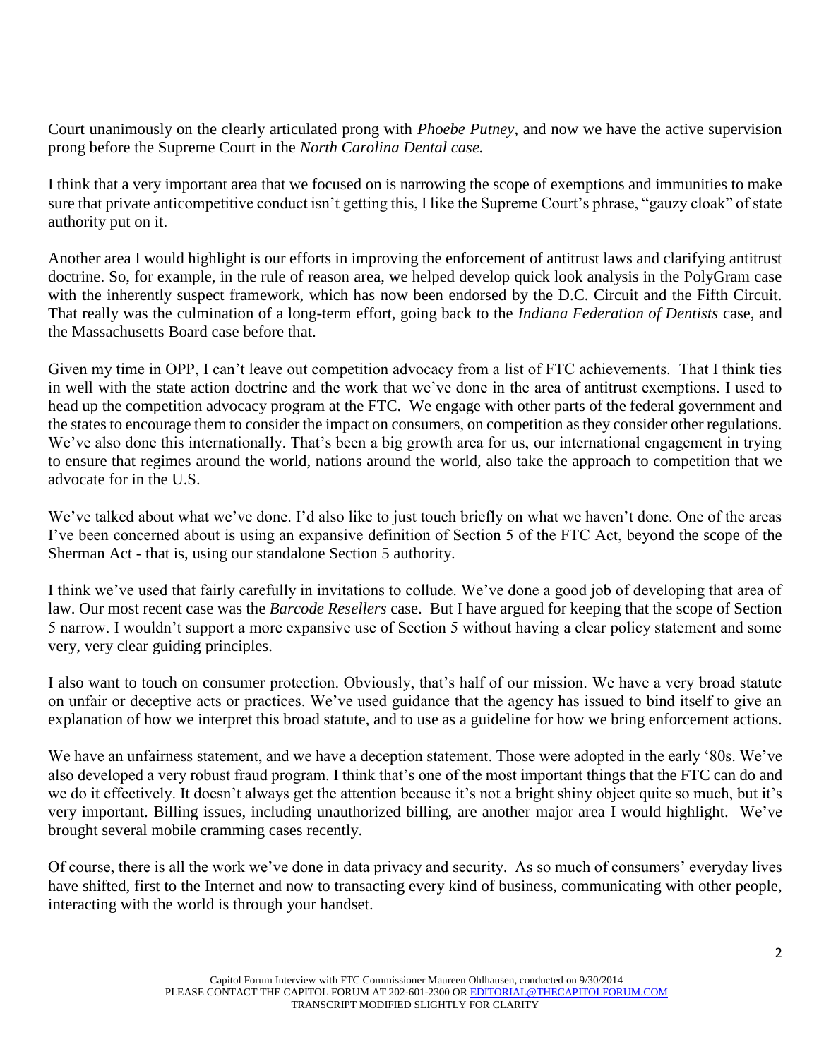Court unanimously on the clearly articulated prong with *Phoebe Putney*, and now we have the active supervision prong before the Supreme Court in the *North Carolina Dental case.*

I think that a very important area that we focused on is narrowing the scope of exemptions and immunities to make sure that private anticompetitive conduct isn't getting this, I like the Supreme Court's phrase, "gauzy cloak" of state authority put on it.

Another area I would highlight is our efforts in improving the enforcement of antitrust laws and clarifying antitrust doctrine. So, for example, in the rule of reason area, we helped develop quick look analysis in the PolyGram case with the inherently suspect framework, which has now been endorsed by the D.C. Circuit and the Fifth Circuit. That really was the culmination of a long-term effort, going back to the *Indiana Federation of Dentists* case, and the Massachusetts Board case before that.

Given my time in OPP, I can't leave out competition advocacy from a list of FTC achievements. That I think ties in well with the state action doctrine and the work that we've done in the area of antitrust exemptions. I used to head up the competition advocacy program at the FTC. We engage with other parts of the federal government and the states to encourage them to consider the impact on consumers, on competition as they consider other regulations. We've also done this internationally. That's been a big growth area for us, our international engagement in trying to ensure that regimes around the world, nations around the world, also take the approach to competition that we advocate for in the U.S.

We've talked about what we've done. I'd also like to just touch briefly on what we haven't done. One of the areas I've been concerned about is using an expansive definition of Section 5 of the FTC Act, beyond the scope of the Sherman Act - that is, using our standalone Section 5 authority.

I think we've used that fairly carefully in invitations to collude. We've done a good job of developing that area of law. Our most recent case was the *Barcode Resellers* case. But I have argued for keeping that the scope of Section 5 narrow. I wouldn't support a more expansive use of Section 5 without having a clear policy statement and some very, very clear guiding principles.

I also want to touch on consumer protection. Obviously, that's half of our mission. We have a very broad statute on unfair or deceptive acts or practices. We've used guidance that the agency has issued to bind itself to give an explanation of how we interpret this broad statute, and to use as a guideline for how we bring enforcement actions.

We have an unfairness statement, and we have a deception statement. Those were adopted in the early '80s. We've also developed a very robust fraud program. I think that's one of the most important things that the FTC can do and we do it effectively. It doesn't always get the attention because it's not a bright shiny object quite so much, but it's very important. Billing issues, including unauthorized billing, are another major area I would highlight. We've brought several mobile cramming cases recently.

Of course, there is all the work we've done in data privacy and security. As so much of consumers' everyday lives have shifted, first to the Internet and now to transacting every kind of business, communicating with other people, interacting with the world is through your handset.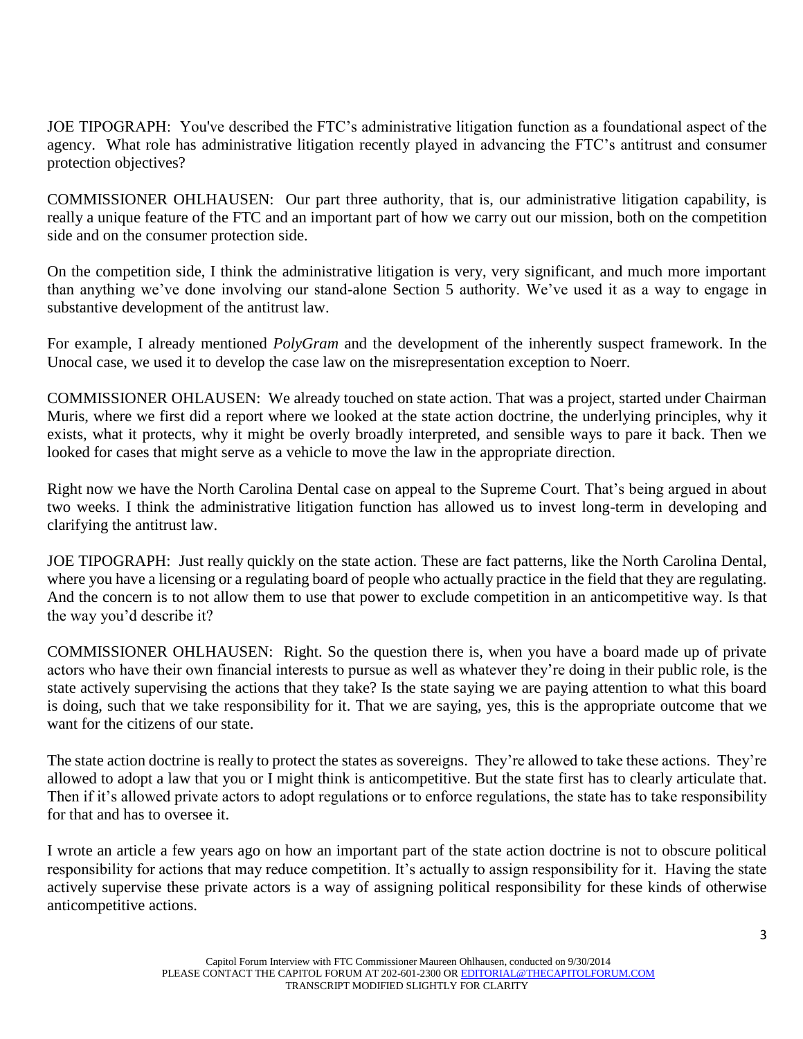JOE TIPOGRAPH: You've described the FTC's administrative litigation function as a foundational aspect of the agency. What role has administrative litigation recently played in advancing the FTC's antitrust and consumer protection objectives?

COMMISSIONER OHLHAUSEN: Our part three authority, that is, our administrative litigation capability, is really a unique feature of the FTC and an important part of how we carry out our mission, both on the competition side and on the consumer protection side.

On the competition side, I think the administrative litigation is very, very significant, and much more important than anything we've done involving our stand-alone Section 5 authority. We've used it as a way to engage in substantive development of the antitrust law.

For example, I already mentioned *PolyGram* and the development of the inherently suspect framework. In the Unocal case, we used it to develop the case law on the misrepresentation exception to Noerr.

COMMISSIONER OHLAUSEN: We already touched on state action. That was a project, started under Chairman Muris, where we first did a report where we looked at the state action doctrine, the underlying principles, why it exists, what it protects, why it might be overly broadly interpreted, and sensible ways to pare it back. Then we looked for cases that might serve as a vehicle to move the law in the appropriate direction.

Right now we have the North Carolina Dental case on appeal to the Supreme Court. That's being argued in about two weeks. I think the administrative litigation function has allowed us to invest long-term in developing and clarifying the antitrust law.

JOE TIPOGRAPH: Just really quickly on the state action. These are fact patterns, like the North Carolina Dental, where you have a licensing or a regulating board of people who actually practice in the field that they are regulating. And the concern is to not allow them to use that power to exclude competition in an anticompetitive way. Is that the way you'd describe it?

COMMISSIONER OHLHAUSEN: Right. So the question there is, when you have a board made up of private actors who have their own financial interests to pursue as well as whatever they're doing in their public role, is the state actively supervising the actions that they take? Is the state saying we are paying attention to what this board is doing, such that we take responsibility for it. That we are saying, yes, this is the appropriate outcome that we want for the citizens of our state.

The state action doctrine is really to protect the states as sovereigns. They're allowed to take these actions. They're allowed to adopt a law that you or I might think is anticompetitive. But the state first has to clearly articulate that. Then if it's allowed private actors to adopt regulations or to enforce regulations, the state has to take responsibility for that and has to oversee it.

I wrote an article a few years ago on how an important part of the state action doctrine is not to obscure political responsibility for actions that may reduce competition. It's actually to assign responsibility for it. Having the state actively supervise these private actors is a way of assigning political responsibility for these kinds of otherwise anticompetitive actions.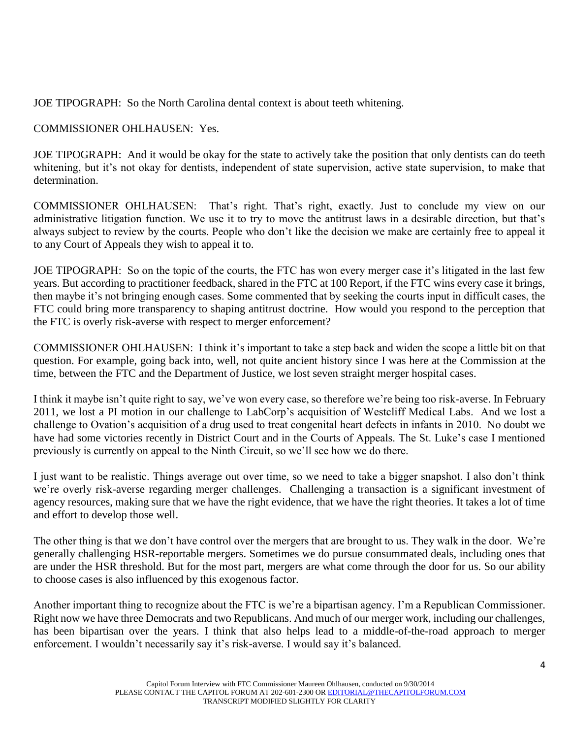JOE TIPOGRAPH: So the North Carolina dental context is about teeth whitening.

COMMISSIONER OHLHAUSEN: Yes.

JOE TIPOGRAPH: And it would be okay for the state to actively take the position that only dentists can do teeth whitening, but it's not okay for dentists, independent of state supervision, active state supervision, to make that determination.

COMMISSIONER OHLHAUSEN: That's right. That's right, exactly. Just to conclude my view on our administrative litigation function. We use it to try to move the antitrust laws in a desirable direction, but that's always subject to review by the courts. People who don't like the decision we make are certainly free to appeal it to any Court of Appeals they wish to appeal it to.

JOE TIPOGRAPH: So on the topic of the courts, the FTC has won every merger case it's litigated in the last few years. But according to practitioner feedback, shared in the FTC at 100 Report, if the FTC wins every case it brings, then maybe it's not bringing enough cases. Some commented that by seeking the courts input in difficult cases, the FTC could bring more transparency to shaping antitrust doctrine. How would you respond to the perception that the FTC is overly risk-averse with respect to merger enforcement?

COMMISSIONER OHLHAUSEN: I think it's important to take a step back and widen the scope a little bit on that question. For example, going back into, well, not quite ancient history since I was here at the Commission at the time, between the FTC and the Department of Justice, we lost seven straight merger hospital cases.

I think it maybe isn't quite right to say, we've won every case, so therefore we're being too risk-averse. In February 2011, we lost a PI motion in our challenge to LabCorp's acquisition of Westcliff Medical Labs. And we lost a challenge to Ovation's acquisition of a drug used to treat congenital heart defects in infants in 2010. No doubt we have had some victories recently in District Court and in the Courts of Appeals. The St. Luke's case I mentioned previously is currently on appeal to the Ninth Circuit, so we'll see how we do there.

I just want to be realistic. Things average out over time, so we need to take a bigger snapshot. I also don't think we're overly risk-averse regarding merger challenges. Challenging a transaction is a significant investment of agency resources, making sure that we have the right evidence, that we have the right theories. It takes a lot of time and effort to develop those well.

The other thing is that we don't have control over the mergers that are brought to us. They walk in the door. We're generally challenging HSR-reportable mergers. Sometimes we do pursue consummated deals, including ones that are under the HSR threshold. But for the most part, mergers are what come through the door for us. So our ability to choose cases is also influenced by this exogenous factor.

Another important thing to recognize about the FTC is we're a bipartisan agency. I'm a Republican Commissioner. Right now we have three Democrats and two Republicans. And much of our merger work, including our challenges, has been bipartisan over the years. I think that also helps lead to a middle-of-the-road approach to merger enforcement. I wouldn't necessarily say it's risk-averse. I would say it's balanced.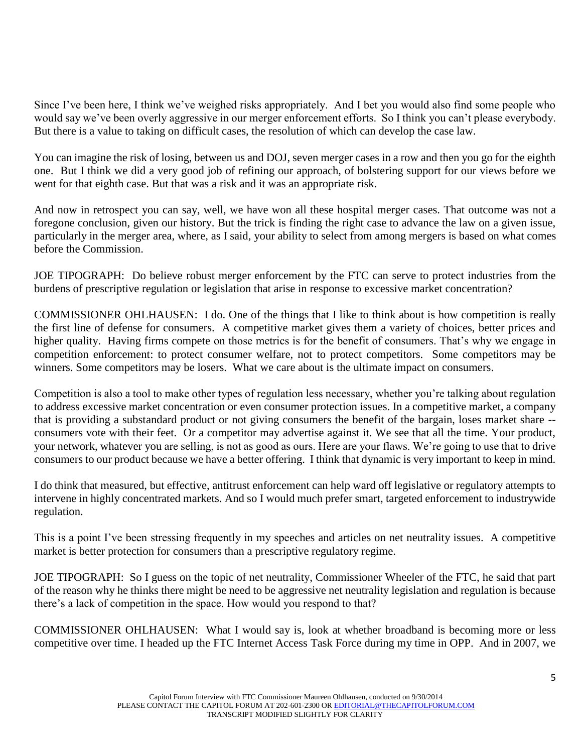Since I've been here, I think we've weighed risks appropriately. And I bet you would also find some people who would say we've been overly aggressive in our merger enforcement efforts. So I think you can't please everybody. But there is a value to taking on difficult cases, the resolution of which can develop the case law.

You can imagine the risk of losing, between us and DOJ, seven merger cases in a row and then you go for the eighth one. But I think we did a very good job of refining our approach, of bolstering support for our views before we went for that eighth case. But that was a risk and it was an appropriate risk.

And now in retrospect you can say, well, we have won all these hospital merger cases. That outcome was not a foregone conclusion, given our history. But the trick is finding the right case to advance the law on a given issue, particularly in the merger area, where, as I said, your ability to select from among mergers is based on what comes before the Commission.

JOE TIPOGRAPH: Do believe robust merger enforcement by the FTC can serve to protect industries from the burdens of prescriptive regulation or legislation that arise in response to excessive market concentration?

COMMISSIONER OHLHAUSEN: I do. One of the things that I like to think about is how competition is really the first line of defense for consumers. A competitive market gives them a variety of choices, better prices and higher quality. Having firms compete on those metrics is for the benefit of consumers. That's why we engage in competition enforcement: to protect consumer welfare, not to protect competitors. Some competitors may be winners. Some competitors may be losers. What we care about is the ultimate impact on consumers.

Competition is also a tool to make other types of regulation less necessary, whether you're talking about regulation to address excessive market concentration or even consumer protection issues. In a competitive market, a company that is providing a substandard product or not giving consumers the benefit of the bargain, loses market share -- consumers vote with their feet. Or a competitor may advertise against it. We see that all the time. Your product, your network, whatever you are selling, is not as good as ours. Here are your flaws. We're going to use that to drive consumers to our product because we have a better offering. I think that dynamic is very important to keep in mind.

I do think that measured, but effective, antitrust enforcement can help ward off legislative or regulatory attempts to intervene in highly concentrated markets. And so I would much prefer smart, targeted enforcement to industrywide regulation.

This is a point I've been stressing frequently in my speeches and articles on net neutrality issues. A competitive market is better protection for consumers than a prescriptive regulatory regime.

JOE TIPOGRAPH: So I guess on the topic of net neutrality, Commissioner Wheeler of the FTC, he said that part of the reason why he thinks there might be need to be aggressive net neutrality legislation and regulation is because there's a lack of competition in the space. How would you respond to that?

COMMISSIONER OHLHAUSEN: What I would say is, look at whether broadband is becoming more or less competitive over time. I headed up the FTC Internet Access Task Force during my time in OPP. And in 2007, we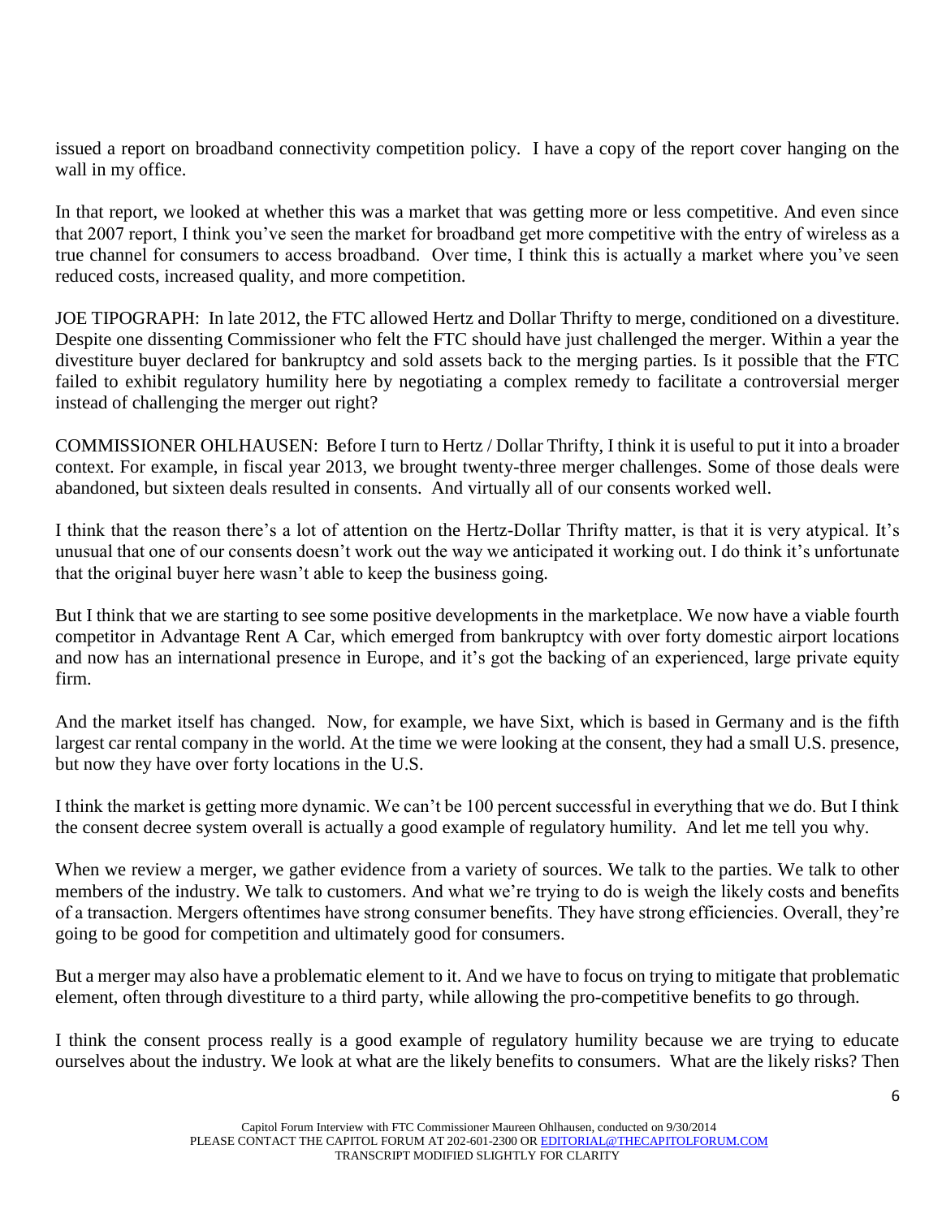issued a report on broadband connectivity competition policy. I have a copy of the report cover hanging on the wall in my office.

In that report, we looked at whether this was a market that was getting more or less competitive. And even since that 2007 report, I think you've seen the market for broadband get more competitive with the entry of wireless as a true channel for consumers to access broadband. Over time, I think this is actually a market where you've seen reduced costs, increased quality, and more competition.

JOE TIPOGRAPH: In late 2012, the FTC allowed Hertz and Dollar Thrifty to merge, conditioned on a divestiture. Despite one dissenting Commissioner who felt the FTC should have just challenged the merger. Within a year the divestiture buyer declared for bankruptcy and sold assets back to the merging parties. Is it possible that the FTC failed to exhibit regulatory humility here by negotiating a complex remedy to facilitate a controversial merger instead of challenging the merger out right?

COMMISSIONER OHLHAUSEN: Before I turn to Hertz / Dollar Thrifty, I think it is useful to put it into a broader context. For example, in fiscal year 2013, we brought twenty-three merger challenges. Some of those deals were abandoned, but sixteen deals resulted in consents. And virtually all of our consents worked well.

I think that the reason there's a lot of attention on the Hertz-Dollar Thrifty matter, is that it is very atypical. It's unusual that one of our consents doesn't work out the way we anticipated it working out. I do think it's unfortunate that the original buyer here wasn't able to keep the business going.

But I think that we are starting to see some positive developments in the marketplace. We now have a viable fourth competitor in Advantage Rent A Car, which emerged from bankruptcy with over forty domestic airport locations and now has an international presence in Europe, and it's got the backing of an experienced, large private equity firm.

And the market itself has changed. Now, for example, we have Sixt, which is based in Germany and is the fifth largest car rental company in the world. At the time we were looking at the consent, they had a small U.S. presence, but now they have over forty locations in the U.S.

I think the market is getting more dynamic. We can't be 100 percent successful in everything that we do. But I think the consent decree system overall is actually a good example of regulatory humility. And let me tell you why.

When we review a merger, we gather evidence from a variety of sources. We talk to the parties. We talk to other members of the industry. We talk to customers. And what we're trying to do is weigh the likely costs and benefits of a transaction. Mergers oftentimes have strong consumer benefits. They have strong efficiencies. Overall, they're going to be good for competition and ultimately good for consumers.

But a merger may also have a problematic element to it. And we have to focus on trying to mitigate that problematic element, often through divestiture to a third party, while allowing the pro-competitive benefits to go through.

I think the consent process really is a good example of regulatory humility because we are trying to educate ourselves about the industry. We look at what are the likely benefits to consumers. What are the likely risks? Then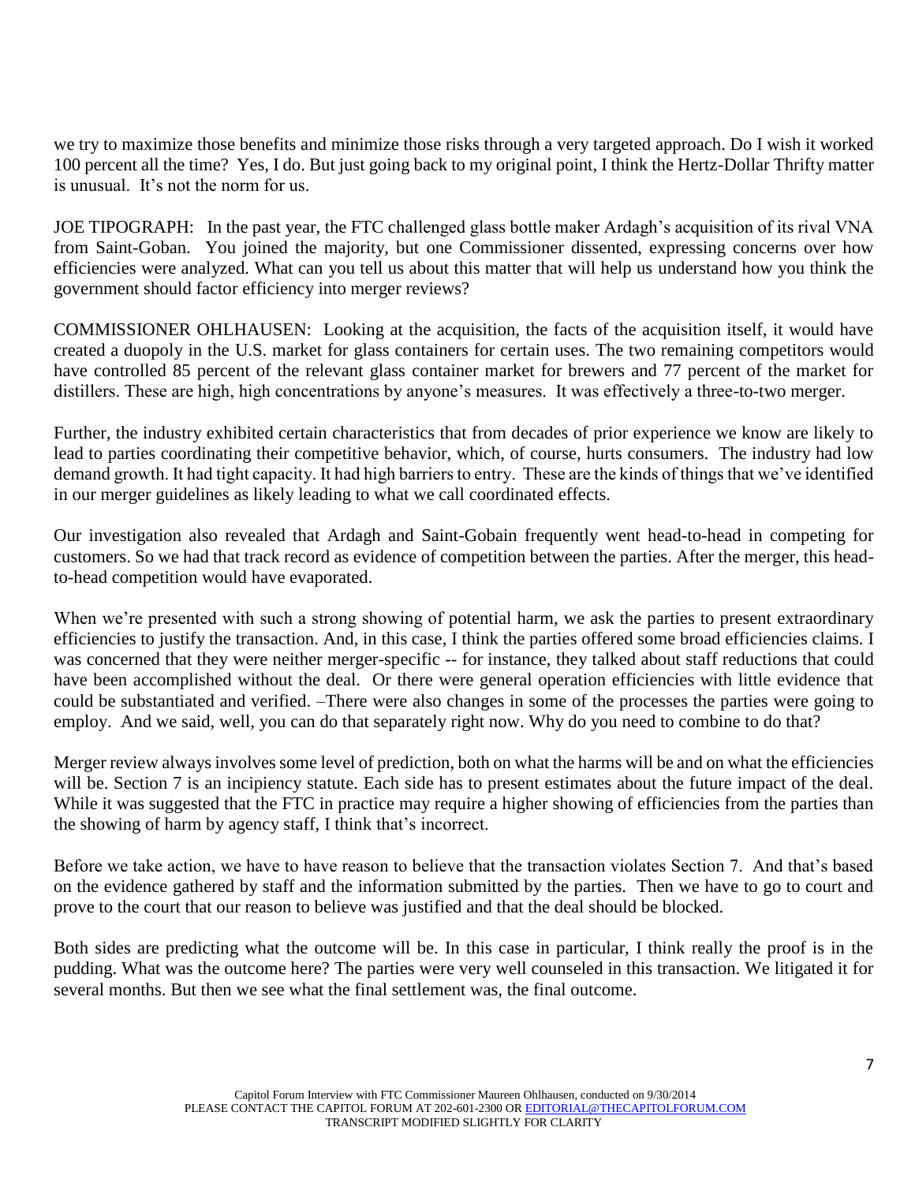we try to maximize those benefits and minimize those risks through a very targeted approach. Do I wish it worked 100 percent all the time? Yes, I do. But just going back to my original point, I think the Hertz-Dollar Thrifty matter is unusual. It's not the norm for us.

JOE TIPOGRAPH: In the past year, the FTC challenged glass bottle maker Ardagh's acquisition of its rival VNA from Saint-Goban. You joined the majority, but one Commissioner dissented, expressing concerns over how efficiencies were analyzed. What can you tell us about this matter that will help us understand how you think the government should factor efficiency into merger reviews?

COMMISSIONER OHLHAUSEN: Looking at the acquisition, the facts of the acquisition itself, it would have created a duopoly in the U.S. market for glass containers for certain uses. The two remaining competitors would have controlled 85 percent of the relevant glass container market for brewers and 77 percent of the market for distillers. These are high, high concentrations by anyone's measures. It was effectively a three-to-two merger.

Further, the industry exhibited certain characteristics that from decades of prior experience we know are likely to lead to parties coordinating their competitive behavior, which, of course, hurts consumers. The industry had low demand growth. It had tight capacity. It had high barriers to entry. These are the kinds of things that we've identified in our merger guidelines as likely leading to what we call coordinated effects.

Our investigation also revealed that Ardagh and Saint-Gobain frequently went head-to-head in competing for customers. So we had that track record as evidence of competition between the parties. After the merger, this head-to-head competition would have evaporated.

When we're presented with such a strong showing of potential harm, we ask the parties to present extraordinary efficiencies to justify the transaction. And, in this case, I think the parties offered some broad efficiencies claims. I was concerned that they were neither merger-specific -- for instance, they talked about staff reductions that could have been accomplished without the deal. Or there were general operation efficiencies with little evidence that could be substantiated and verified. –There were also changes in some of the processes the parties were going to employ. And we said, well, you can do that separately right now. Why do you need to combine to do that?

Merger review always involves some level of prediction, both on what the harms will be and on what the efficiencies will be. Section 7 is an incipiency statute. Each side has to present estimates about the future impact of the deal. While it was suggested that the FTC in practice may require a higher showing of efficiencies from the parties than the showing of harm by agency staff, I think that's incorrect.

Before we take action, we have to have reason to believe that the transaction violates Section 7. And that's based on the evidence gathered by staff and the information submitted by the parties. Then we have to go to court and prove to the court that our reason to believe was justified and that the deal should be blocked.

Both sides are predicting what the outcome will be. In this case in particular, I think really the proof is in the pudding. What was the outcome here? The parties were very well counseled in this transaction. We litigated it for several months. But then we see what the final settlement was, the final outcome.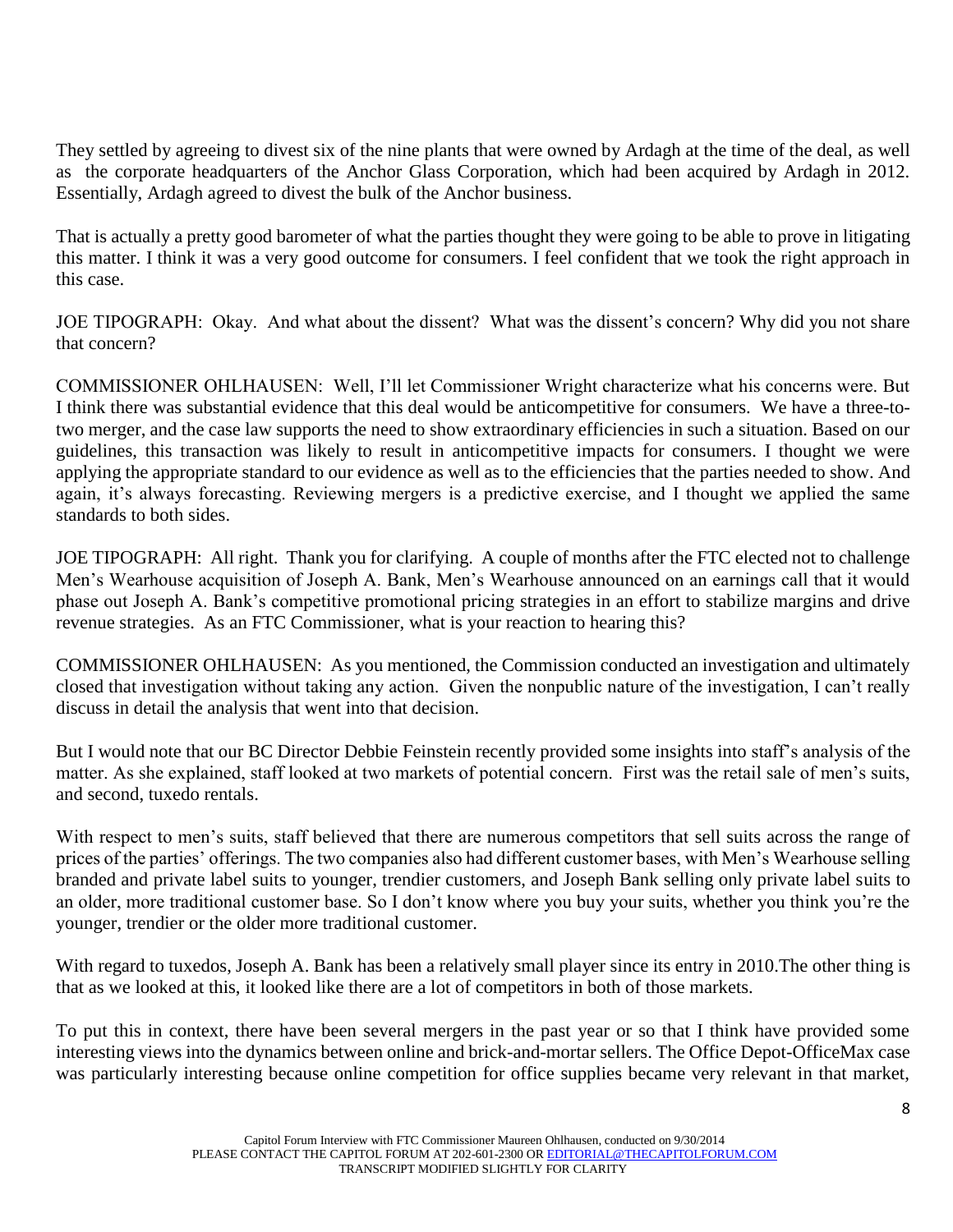They settled by agreeing to divest six of the nine plants that were owned by Ardagh at the time of the deal, as well as the corporate headquarters of the Anchor Glass Corporation, which had been acquired by Ardagh in 2012. Essentially, Ardagh agreed to divest the bulk of the Anchor business.

That is actually a pretty good barometer of what the parties thought they were going to be able to prove in litigating this matter. I think it was a very good outcome for consumers. I feel confident that we took the right approach in this case.

JOE TIPOGRAPH: Okay. And what about the dissent? What was the dissent's concern? Why did you not share that concern?

COMMISSIONER OHLHAUSEN: Well, I'll let Commissioner Wright characterize what his concerns were. But I think there was substantial evidence that this deal would be anticompetitive for consumers. We have a three-to-two merger, and the case law supports the need to show extraordinary efficiencies in such a situation. Based on our guidelines, this transaction was likely to result in anticompetitive impacts for consumers. I thought we were applying the appropriate standard to our evidence as well as to the efficiencies that the parties needed to show. And again, it's always forecasting. Reviewing mergers is a predictive exercise, and I thought we applied the same standards to both sides.

JOE TIPOGRAPH: All right. Thank you for clarifying. A couple of months after the FTC elected not to challenge Men's Wearhouse acquisition of Joseph A. Bank, Men's Wearhouse announced on an earnings call that it would phase out Joseph A. Bank's competitive promotional pricing strategies in an effort to stabilize margins and drive revenue strategies. As an FTC Commissioner, what is your reaction to hearing this?

COMMISSIONER OHLHAUSEN: As you mentioned, the Commission conducted an investigation and ultimately closed that investigation without taking any action. Given the nonpublic nature of the investigation, I can't really discuss in detail the analysis that went into that decision.

But I would note that our BC Director Debbie Feinstein recently provided some insights into staff's analysis of the matter. As she explained, staff looked at two markets of potential concern. First was the retail sale of men's suits, and second, tuxedo rentals.

With respect to men's suits, staff believed that there are numerous competitors that sell suits across the range of prices of the parties' offerings. The two companies also had different customer bases, with Men's Wearhouse selling branded and private label suits to younger, trendier customers, and Joseph Bank selling only private label suits to an older, more traditional customer base. So I don't know where you buy your suits, whether you think you're the younger, trendier or the older more traditional customer.

With regard to tuxedos, Joseph A. Bank has been a relatively small player since its entry in 2010.The other thing is that as we looked at this, it looked like there are a lot of competitors in both of those markets.

To put this in context, there have been several mergers in the past year or so that I think have provided some interesting views into the dynamics between online and brick-and-mortar sellers. The Office Depot-OfficeMax case was particularly interesting because online competition for office supplies became very relevant in that market,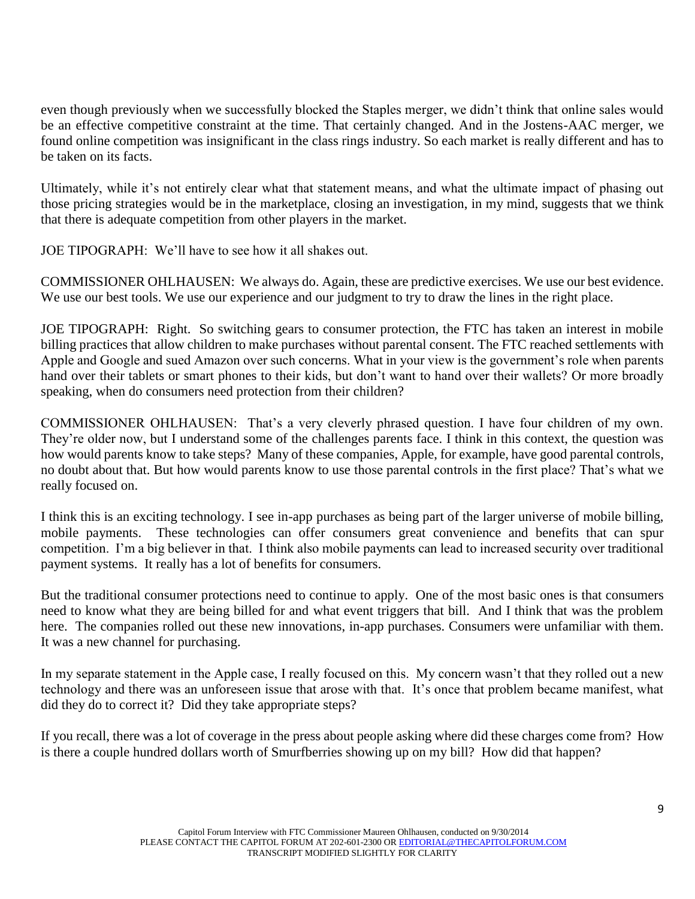even though previously when we successfully blocked the Staples merger, we didn't think that online sales would be an effective competitive constraint at the time. That certainly changed. And in the Jostens-AAC merger, we found online competition was insignificant in the class rings industry. So each market is really different and has to be taken on its facts.

Ultimately, while it's not entirely clear what that statement means, and what the ultimate impact of phasing out those pricing strategies would be in the marketplace, closing an investigation, in my mind, suggests that we think that there is adequate competition from other players in the market.

JOE TIPOGRAPH: We'll have to see how it all shakes out.

COMMISSIONER OHLHAUSEN: We always do. Again, these are predictive exercises. We use our best evidence. We use our best tools. We use our experience and our judgment to try to draw the lines in the right place.

JOE TIPOGRAPH: Right. So switching gears to consumer protection, the FTC has taken an interest in mobile billing practices that allow children to make purchases without parental consent. The FTC reached settlements with Apple and Google and sued Amazon over such concerns. What in your view is the government's role when parents hand over their tablets or smart phones to their kids, but don't want to hand over their wallets? Or more broadly speaking, when do consumers need protection from their children?

COMMISSIONER OHLHAUSEN: That's a very cleverly phrased question. I have four children of my own. They're older now, but I understand some of the challenges parents face. I think in this context, the question was how would parents know to take steps? Many of these companies, Apple, for example, have good parental controls, no doubt about that. But how would parents know to use those parental controls in the first place? That's what we really focused on.

I think this is an exciting technology. I see in-app purchases as being part of the larger universe of mobile billing, mobile payments. These technologies can offer consumers great convenience and benefits that can spur competition. I'm a big believer in that. I think also mobile payments can lead to increased security over traditional payment systems. It really has a lot of benefits for consumers.

But the traditional consumer protections need to continue to apply. One of the most basic ones is that consumers need to know what they are being billed for and what event triggers that bill. And I think that was the problem here. The companies rolled out these new innovations, in-app purchases. Consumers were unfamiliar with them. It was a new channel for purchasing.

In my separate statement in the Apple case, I really focused on this. My concern wasn't that they rolled out a new technology and there was an unforeseen issue that arose with that. It's once that problem became manifest, what did they do to correct it? Did they take appropriate steps?

If you recall, there was a lot of coverage in the press about people asking where did these charges come from? How is there a couple hundred dollars worth of Smurfberries showing up on my bill? How did that happen?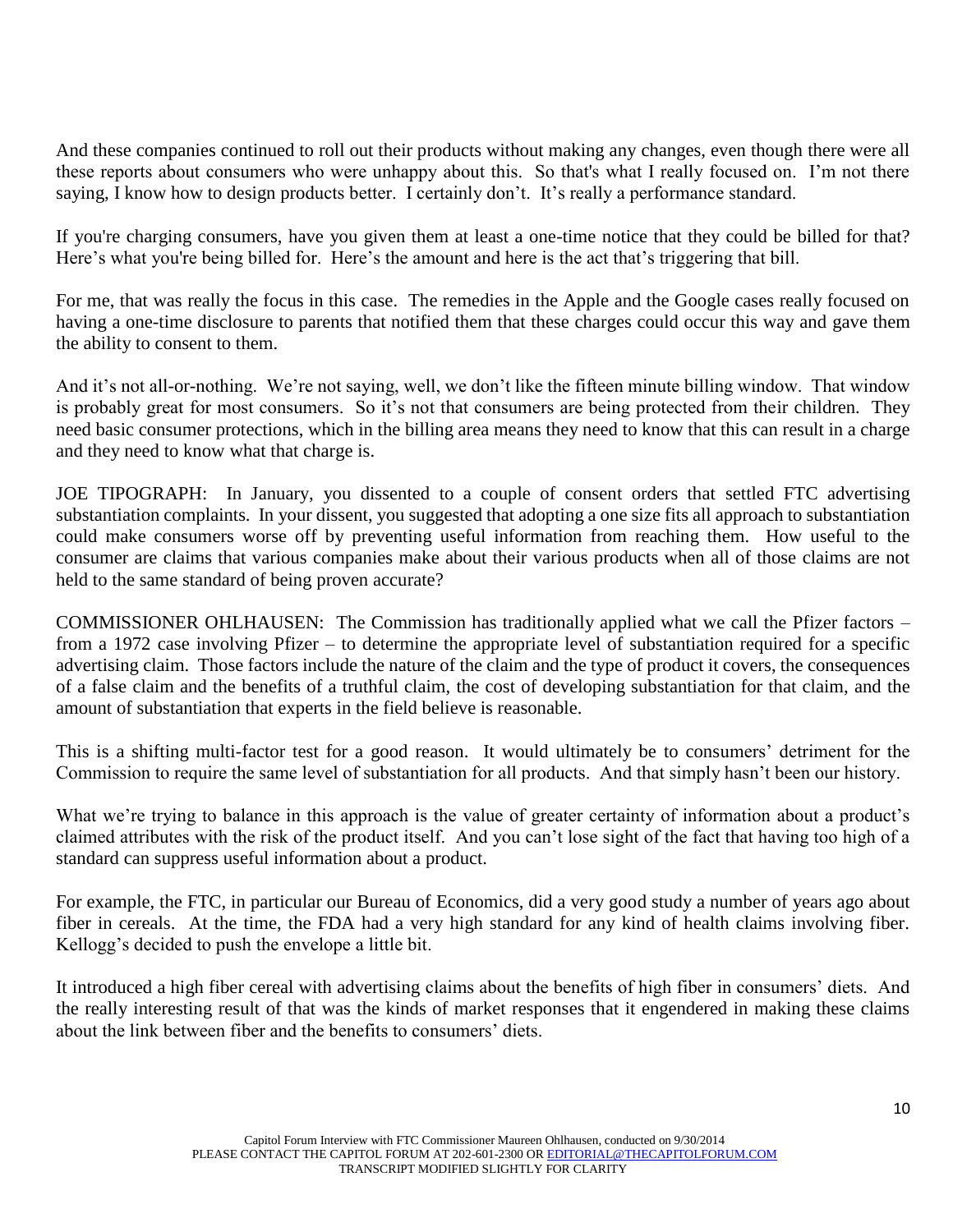And these companies continued to roll out their products without making any changes, even though there were all these reports about consumers who were unhappy about this. So that's what I really focused on. I'm not there saying, I know how to design products better. I certainly don't. It's really a performance standard.

If you're charging consumers, have you given them at least a one-time notice that they could be billed for that? Here's what you're being billed for. Here's the amount and here is the act that's triggering that bill.

For me, that was really the focus in this case. The remedies in the Apple and the Google cases really focused on having a one-time disclosure to parents that notified them that these charges could occur this way and gave them the ability to consent to them.

And it's not all-or-nothing. We're not saying, well, we don't like the fifteen minute billing window. That window is probably great for most consumers. So it's not that consumers are being protected from their children. They need basic consumer protections, which in the billing area means they need to know that this can result in a charge and they need to know what that charge is.

JOE TIPOGRAPH: In January, you dissented to a couple of consent orders that settled FTC advertising substantiation complaints. In your dissent, you suggested that adopting a one size fits all approach to substantiation could make consumers worse off by preventing useful information from reaching them. How useful to the consumer are claims that various companies make about their various products when all of those claims are not held to the same standard of being proven accurate?

COMMISSIONER OHLHAUSEN: The Commission has traditionally applied what we call the Pfizer factors – from a 1972 case involving Pfizer – to determine the appropriate level of substantiation required for a specific advertising claim. Those factors include the nature of the claim and the type of product it covers, the consequences of a false claim and the benefits of a truthful claim, the cost of developing substantiation for that claim, and the amount of substantiation that experts in the field believe is reasonable.

This is a shifting multi-factor test for a good reason. It would ultimately be to consumers' detriment for the Commission to require the same level of substantiation for all products. And that simply hasn't been our history.

What we're trying to balance in this approach is the value of greater certainty of information about a product's claimed attributes with the risk of the product itself. And you can't lose sight of the fact that having too high of a standard can suppress useful information about a product.

For example, the FTC, in particular our Bureau of Economics, did a very good study a number of years ago about fiber in cereals. At the time, the FDA had a very high standard for any kind of health claims involving fiber. Kellogg's decided to push the envelope a little bit.

It introduced a high fiber cereal with advertising claims about the benefits of high fiber in consumers' diets. And the really interesting result of that was the kinds of market responses that it engendered in making these claims about the link between fiber and the benefits to consumers' diets.

Capitol Forum Interview with FTC Commissioner Maureen Ohlhausen, conducted on 9/30/2014
PLEASE CONTACT THE CAPITOL FORUM AT 202-601-2300 OR EDITORIAL@THECAPITOLFORUM.COM
TRANSCRIPT MODIFIED SLIGHTLY FOR CLARITY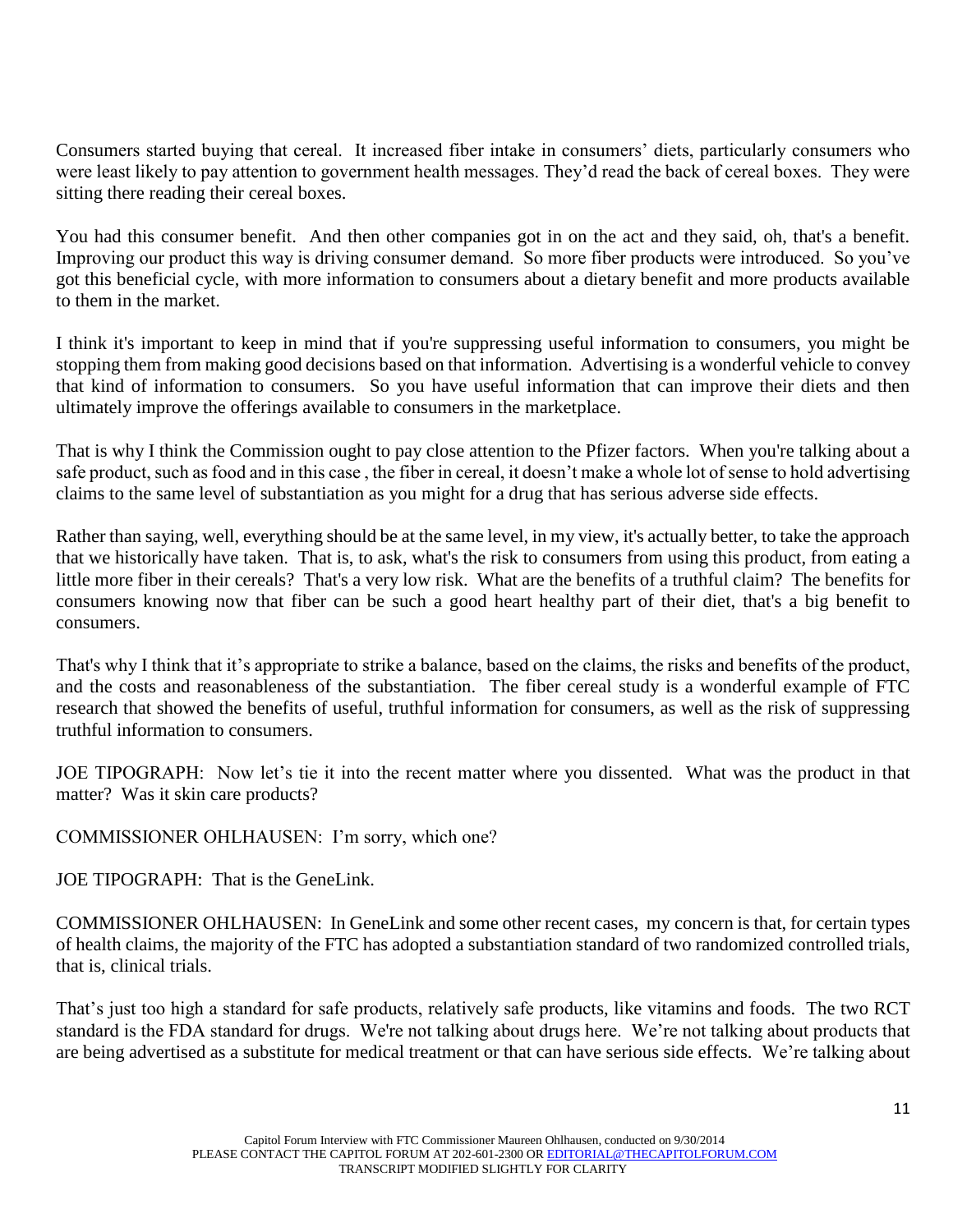Consumers started buying that cereal. It increased fiber intake in consumers' diets, particularly consumers who were least likely to pay attention to government health messages. They'd read the back of cereal boxes. They were sitting there reading their cereal boxes.

You had this consumer benefit. And then other companies got in on the act and they said, oh, that's a benefit. Improving our product this way is driving consumer demand. So more fiber products were introduced. So you've got this beneficial cycle, with more information to consumers about a dietary benefit and more products available to them in the market.

I think it's important to keep in mind that if you're suppressing useful information to consumers, you might be stopping them from making good decisions based on that information. Advertising is a wonderful vehicle to convey that kind of information to consumers. So you have useful information that can improve their diets and then ultimately improve the offerings available to consumers in the marketplace.

That is why I think the Commission ought to pay close attention to the Pfizer factors. When you're talking about a safe product, such as food and in this case , the fiber in cereal, it doesn't make a whole lot of sense to hold advertising claims to the same level of substantiation as you might for a drug that has serious adverse side effects.

Rather than saying, well, everything should be at the same level, in my view, it's actually better, to take the approach that we historically have taken. That is, to ask, what's the risk to consumers from using this product, from eating a little more fiber in their cereals? That's a very low risk. What are the benefits of a truthful claim? The benefits for consumers knowing now that fiber can be such a good heart healthy part of their diet, that's a big benefit to consumers.

That's why I think that it's appropriate to strike a balance, based on the claims, the risks and benefits of the product, and the costs and reasonableness of the substantiation. The fiber cereal study is a wonderful example of FTC research that showed the benefits of useful, truthful information for consumers, as well as the risk of suppressing truthful information to consumers.

JOE TIPOGRAPH: Now let's tie it into the recent matter where you dissented. What was the product in that matter? Was it skin care products?

COMMISSIONER OHLHAUSEN: I'm sorry, which one?

JOE TIPOGRAPH: That is the GeneLink.

COMMISSIONER OHLHAUSEN: In GeneLink and some other recent cases, my concern is that, for certain types of health claims, the majority of the FTC has adopted a substantiation standard of two randomized controlled trials, that is, clinical trials.

That's just too high a standard for safe products, relatively safe products, like vitamins and foods. The two RCT standard is the FDA standard for drugs. We're not talking about drugs here. We're not talking about products that are being advertised as a substitute for medical treatment or that can have serious side effects. We're talking about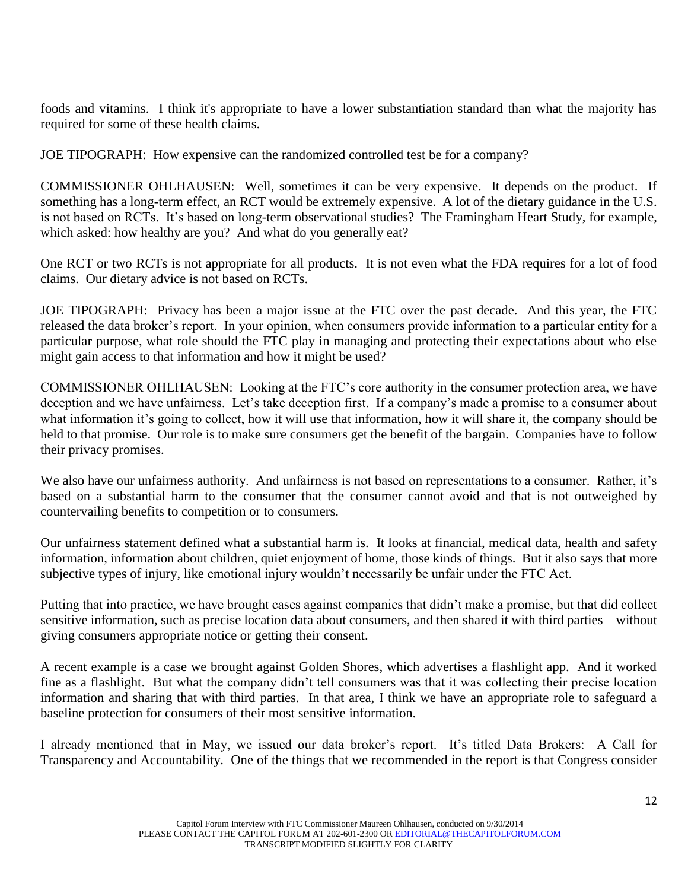foods and vitamins. I think it's appropriate to have a lower substantiation standard than what the majority has required for some of these health claims.

JOE TIPOGRAPH: How expensive can the randomized controlled test be for a company?

COMMISSIONER OHLHAUSEN: Well, sometimes it can be very expensive. It depends on the product. If something has a long-term effect, an RCT would be extremely expensive. A lot of the dietary guidance in the U.S. is not based on RCTs. It's based on long-term observational studies? The Framingham Heart Study, for example, which asked: how healthy are you? And what do you generally eat?

One RCT or two RCTs is not appropriate for all products. It is not even what the FDA requires for a lot of food claims. Our dietary advice is not based on RCTs.

JOE TIPOGRAPH: Privacy has been a major issue at the FTC over the past decade. And this year, the FTC released the data broker's report. In your opinion, when consumers provide information to a particular entity for a particular purpose, what role should the FTC play in managing and protecting their expectations about who else might gain access to that information and how it might be used?

COMMISSIONER OHLHAUSEN: Looking at the FTC's core authority in the consumer protection area, we have deception and we have unfairness. Let's take deception first. If a company's made a promise to a consumer about what information it's going to collect, how it will use that information, how it will share it, the company should be held to that promise. Our role is to make sure consumers get the benefit of the bargain. Companies have to follow their privacy promises.

We also have our unfairness authority. And unfairness is not based on representations to a consumer. Rather, it's based on a substantial harm to the consumer that the consumer cannot avoid and that is not outweighed by countervailing benefits to competition or to consumers.

Our unfairness statement defined what a substantial harm is. It looks at financial, medical data, health and safety information, information about children, quiet enjoyment of home, those kinds of things. But it also says that more subjective types of injury, like emotional injury wouldn't necessarily be unfair under the FTC Act.

Putting that into practice, we have brought cases against companies that didn't make a promise, but that did collect sensitive information, such as precise location data about consumers, and then shared it with third parties – without giving consumers appropriate notice or getting their consent.

A recent example is a case we brought against Golden Shores, which advertises a flashlight app. And it worked fine as a flashlight. But what the company didn't tell consumers was that it was collecting their precise location information and sharing that with third parties. In that area, I think we have an appropriate role to safeguard a baseline protection for consumers of their most sensitive information.

I already mentioned that in May, we issued our data broker's report. It's titled Data Brokers: A Call for Transparency and Accountability. One of the things that we recommended in the report is that Congress consider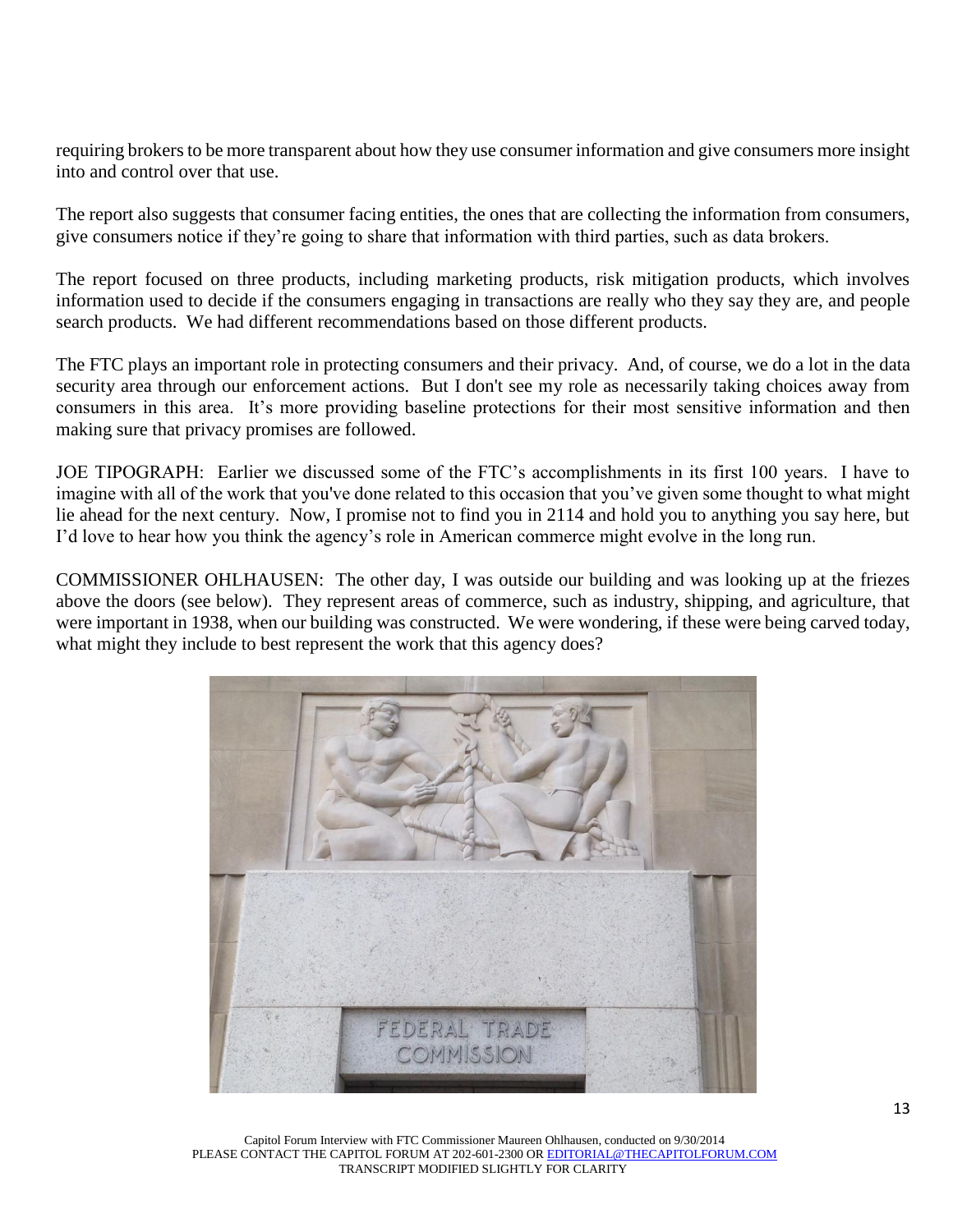requiring brokers to be more transparent about how they use consumer information and give consumers more insight into and control over that use.

The report also suggests that consumer facing entities, the ones that are collecting the information from consumers, give consumers notice if they're going to share that information with third parties, such as data brokers.

The report focused on three products, including marketing products, risk mitigation products, which involves information used to decide if the consumers engaging in transactions are really who they say they are, and people search products. We had different recommendations based on those different products.

The FTC plays an important role in protecting consumers and their privacy. And, of course, we do a lot in the data security area through our enforcement actions. But I don't see my role as necessarily taking choices away from consumers in this area. It's more providing baseline protections for their most sensitive information and then making sure that privacy promises are followed.

JOE TIPOGRAPH: Earlier we discussed some of the FTC's accomplishments in its first 100 years. I have to imagine with all of the work that you've done related to this occasion that you've given some thought to what might lie ahead for the next century. Now, I promise not to find you in 2114 and hold you to anything you say here, but I'd love to hear how you think the agency's role in American commerce might evolve in the long run.

COMMISSIONER OHLHAUSEN: The other day, I was outside our building and was looking up at the friezes above the doors (see below). They represent areas of commerce, such as industry, shipping, and agriculture, that were important in 1938, when our building was constructed. We were wondering, if these were being carved today, what might they include to best represent the work that this agency does?

FEDERAL TRADE
COMMISSION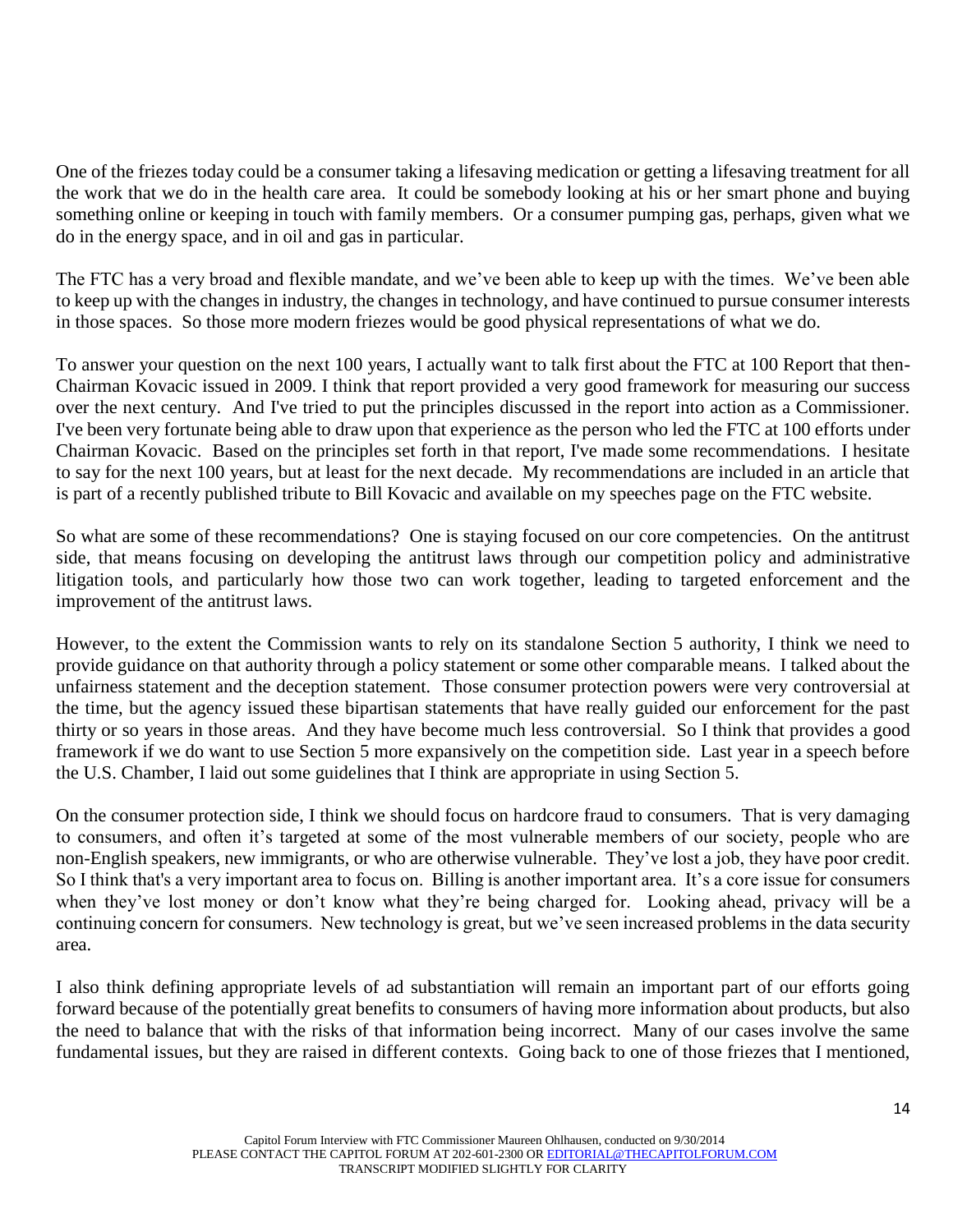One of the friezes today could be a consumer taking a lifesaving medication or getting a lifesaving treatment for all the work that we do in the health care area. It could be somebody looking at his or her smart phone and buying something online or keeping in touch with family members. Or a consumer pumping gas, perhaps, given what we do in the energy space, and in oil and gas in particular.

The FTC has a very broad and flexible mandate, and we've been able to keep up with the times. We've been able to keep up with the changes in industry, the changes in technology, and have continued to pursue consumer interests in those spaces. So those more modern friezes would be good physical representations of what we do.

To answer your question on the next 100 years, I actually want to talk first about the FTC at 100 Report that then-Chairman Kovacic issued in 2009. I think that report provided a very good framework for measuring our success over the next century. And I've tried to put the principles discussed in the report into action as a Commissioner. I've been very fortunate being able to draw upon that experience as the person who led the FTC at 100 efforts under Chairman Kovacic. Based on the principles set forth in that report, I've made some recommendations. I hesitate to say for the next 100 years, but at least for the next decade. My recommendations are included in an article that is part of a recently published tribute to Bill Kovacic and available on my speeches page on the FTC website.

So what are some of these recommendations? One is staying focused on our core competencies. On the antitrust side, that means focusing on developing the antitrust laws through our competition policy and administrative litigation tools, and particularly how those two can work together, leading to targeted enforcement and the improvement of the antitrust laws.

However, to the extent the Commission wants to rely on its standalone Section 5 authority, I think we need to provide guidance on that authority through a policy statement or some other comparable means. I talked about the unfairness statement and the deception statement. Those consumer protection powers were very controversial at the time, but the agency issued these bipartisan statements that have really guided our enforcement for the past thirty or so years in those areas. And they have become much less controversial. So I think that provides a good framework if we do want to use Section 5 more expansively on the competition side. Last year in a speech before the U.S. Chamber, I laid out some guidelines that I think are appropriate in using Section 5.

On the consumer protection side, I think we should focus on hardcore fraud to consumers. That is very damaging to consumers, and often it's targeted at some of the most vulnerable members of our society, people who are non-English speakers, new immigrants, or who are otherwise vulnerable. They've lost a job, they have poor credit. So I think that's a very important area to focus on. Billing is another important area. It's a core issue for consumers when they've lost money or don't know what they're being charged for. Looking ahead, privacy will be a continuing concern for consumers. New technology is great, but we've seen increased problems in the data security area.

I also think defining appropriate levels of ad substantiation will remain an important part of our efforts going forward because of the potentially great benefits to consumers of having more information about products, but also the need to balance that with the risks of that information being incorrect. Many of our cases involve the same fundamental issues, but they are raised in different contexts. Going back to one of those friezes that I mentioned,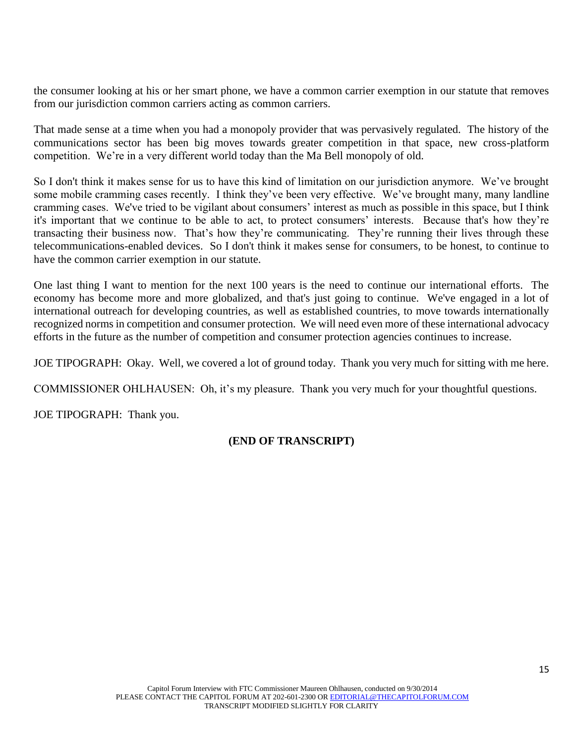the consumer looking at his or her smart phone, we have a common carrier exemption in our statute that removes from our jurisdiction common carriers acting as common carriers.

That made sense at a time when you had a monopoly provider that was pervasively regulated. The history of the communications sector has been big moves towards greater competition in that space, new cross-platform competition. We're in a very different world today than the Ma Bell monopoly of old.

So I don't think it makes sense for us to have this kind of limitation on our jurisdiction anymore. We've brought some mobile cramming cases recently. I think they've been very effective. We've brought many, many landline cramming cases. We've tried to be vigilant about consumers' interest as much as possible in this space, but I think it's important that we continue to be able to act, to protect consumers' interests. Because that's how they're transacting their business now. That's how they're communicating. They're running their lives through these telecommunications-enabled devices. So I don't think it makes sense for consumers, to be honest, to continue to have the common carrier exemption in our statute.

One last thing I want to mention for the next 100 years is the need to continue our international efforts. The economy has become more and more globalized, and that's just going to continue. We've engaged in a lot of international outreach for developing countries, as well as established countries, to move towards internationally recognized norms in competition and consumer protection. We will need even more of these international advocacy efforts in the future as the number of competition and consumer protection agencies continues to increase.

JOE TIPOGRAPH: Okay. Well, we covered a lot of ground today. Thank you very much for sitting with me here.

COMMISSIONER OHLHAUSEN: Oh, it's my pleasure. Thank you very much for your thoughtful questions.

JOE TIPOGRAPH: Thank you.

**(END OF TRANSCRIPT)**